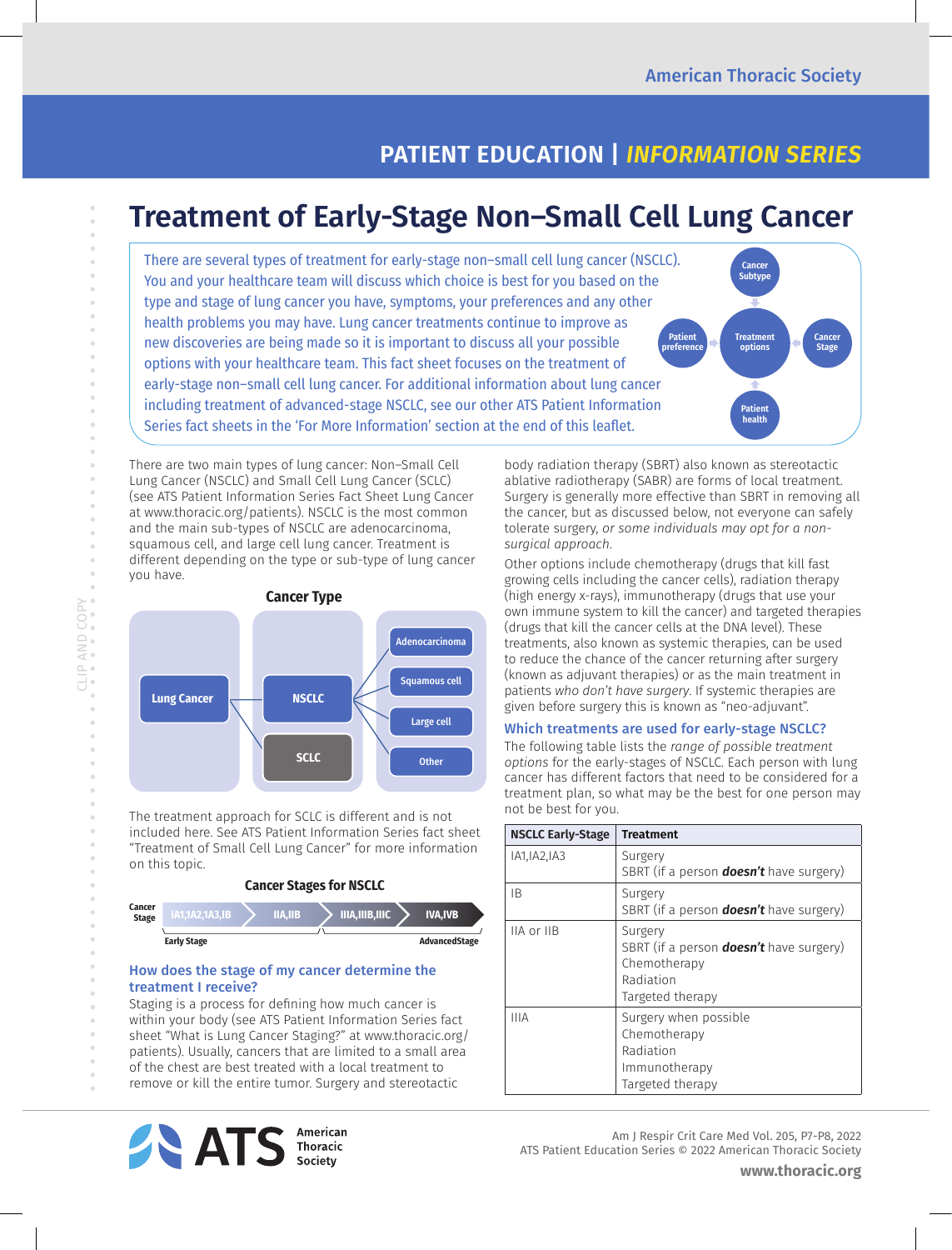# Treatment of Early-Stage Non–Small Cell Lung Cancer

There are several types of treatment for early-stage non–small cell lung cancer (NSCLC). You and your healthcare team will discuss which choice is best for you based on the type and stage of lung cancer you have, symptoms, your preferences and any other health problems you may have. Lung cancer treatments continue to improve as new discoveries are being made so it is important to discuss all your possible options with your healthcare team. This fact sheet focuses on the treatment of early-stage non–small cell lung cancer. For additional information about lung cancer including treatment of advanced-stage NSCLC, see our other ATS Patient Information Series fact sheets in the 'For More Information' section at the end of this leaflet.

There are two main types of lung cancer: Non–Small Cell Lung Cancer (NSCLC) and Small Cell Lung Cancer (SCLC) (see ATS Patient Information Series Fact Sheet Lung Cancer at www.thoracic.org/patients). NSCLC is the most common and the main sub-types of NSCLC are adenocarcinoma, squamous cell, and large cell lung cancer. Treatment is different depending on the type or sub-type of lung cancer you have.

**Cancer Type**

- Lung Cancer
  - NSCLC
    - Adenocarcinoma
    - Squamous cell
    - Large cell
    - Other
  - SCLC

The treatment approach for SCLC is different and is not included here. See ATS Patient Information Series fact sheet "Treatment of Small Cell Lung Cancer" for more information on this topic.

**Cancer Stages for NSCLC**

Cancer Stage: IA1,IA2,IA3,IB → IIA,IIB → IIIA,IIIB,IIIC → IVA,IVB

Early Stage ... Advanced Stage

## How does the stage of my cancer determine the treatment I receive?

Staging is a process for defining how much cancer is within your body (see ATS Patient Information Series fact sheet "What is Lung Cancer Staging?" at www.thoracic.org/patients). Usually, cancers that are limited to a small area of the chest are best treated with a local treatment to remove or kill the entire tumor. Surgery and stereotactic body radiation therapy (SBRT) also known as stereotactic ablative radiotherapy (SABR) are forms of local treatment. Surgery is generally more effective than SBRT in removing all the cancer, but as discussed below, not everyone can safely tolerate surgery, *or some individuals may opt for a non-surgical approach.*

Other options include chemotherapy (drugs that kill fast growing cells including the cancer cells), radiation therapy (high energy x-rays), immunotherapy (drugs that use your own immune system to kill the cancer) and targeted therapies (drugs that kill the cancer cells at the DNA level). These treatments, also known as systemic therapies, can be used to reduce the chance of the cancer returning after surgery (known as adjuvant therapies) or as the main treatment in patients *who don't have surgery*. If systemic therapies are given before surgery this is known as "neo-adjuvant".

## Which treatments are used for early-stage NSCLC?

The following table lists the *range of possible treatment options* for the early-stages of NSCLC. Each person with lung cancer has different factors that need to be considered for a treatment plan, so what may be the best for one person may not be best for you.

| NSCLC Early-Stage | Treatment |
|---|---|
| IA1,IA2,IA3 | Surgery<br>SBRT (if a person ***doesn't*** have surgery) |
| IB | Surgery<br>SBRT (if a person ***doesn't*** have surgery) |
| IIA or IIB | Surgery<br>SBRT (if a person ***doesn't*** have surgery)<br>Chemotherapy<br>Radiation<br>Targeted therapy |
| IIIA | Surgery when possible<br>Chemotherapy<br>Radiation<br>Immunotherapy<br>Targeted therapy |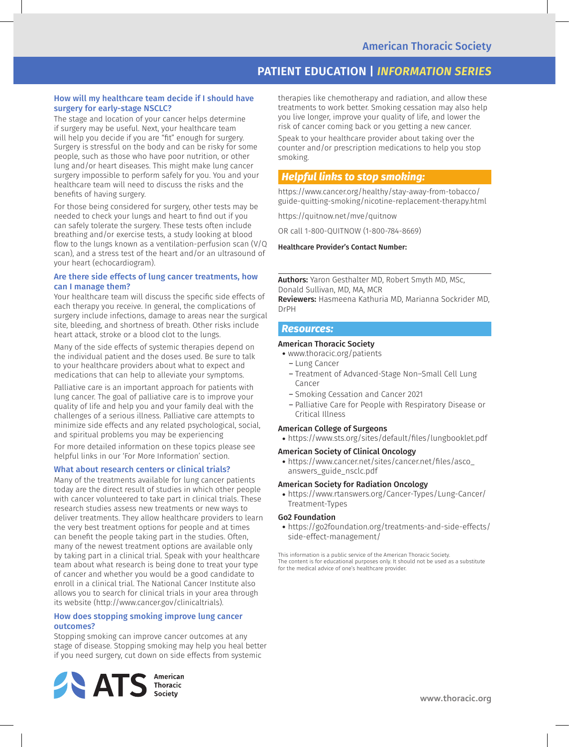### How will my healthcare team decide if I should have surgery for early-stage NSCLC?

The stage and location of your cancer helps determine if surgery may be useful. Next, your healthcare team will help you decide if you are "fit" enough for surgery. Surgery is stressful on the body and can be risky for some people, such as those who have poor nutrition, or other lung and/or heart diseases. This might make lung cancer surgery impossible to perform safely for you. You and your healthcare team will need to discuss the risks and the benefits of having surgery.

For those being considered for surgery, other tests may be needed to check your lungs and heart to find out if you can safely tolerate the surgery. These tests often include breathing and/or exercise tests, a study looking at blood flow to the lungs known as a ventilation-perfusion scan (V/Q scan), and a stress test of the heart and/or an ultrasound of your heart (echocardiogram).

### Are there side effects of lung cancer treatments, how can I manage them?

Your healthcare team will discuss the specific side effects of each therapy you receive. In general, the complications of surgery include infections, damage to areas near the surgical site, bleeding, and shortness of breath. Other risks include heart attack, stroke or a blood clot to the lungs.

Many of the side effects of systemic therapies depend on the individual patient and the doses used. Be sure to talk to your healthcare providers about what to expect and medications that can help to alleviate your symptoms.

Palliative care is an important approach for patients with lung cancer. The goal of palliative care is to improve your quality of life and help you and your family deal with the challenges of a serious illness. Palliative care attempts to minimize side effects and any related psychological, social, and spiritual problems you may be experiencing

For more detailed information on these topics please see helpful links in our 'For More Information' section.

### What about research centers or clinical trials?

Many of the treatments available for lung cancer patients today are the direct result of studies in which other people with cancer volunteered to take part in clinical trials. These research studies assess new treatments or new ways to deliver treatments. They allow healthcare providers to learn the very best treatment options for people and at times can benefit the people taking part in the studies. Often, many of the newest treatment options are available only by taking part in a clinical trial. Speak with your healthcare team about what research is being done to treat your type of cancer and whether you would be a good candidate to enroll in a clinical trial. The National Cancer Institute also allows you to search for clinical trials in your area through its website (http://www.cancer.gov/clinicaltrials).

### How does stopping smoking improve lung cancer outcomes?

Stopping smoking can improve cancer outcomes at any stage of disease. Stopping smoking may help you heal better if you need surgery, cut down on side effects from systemic therapies like chemotherapy and radiation, and allow these treatments to work better. Smoking cessation may also help you live longer, improve your quality of life, and lower the risk of cancer coming back or you getting a new cancer.

Speak to your healthcare provider about taking over the counter and/or prescription medications to help you stop smoking.

### *Helpful links to stop smoking:*

https://www.cancer.org/healthy/stay-away-from-tobacco/guide-quitting-smoking/nicotine-replacement-therapy.html

https://quitnow.net/mve/quitnow

OR call 1-800-QUITNOW (1-800-784-8669)

**Healthcare Provider's Contact Number:**

**Authors:** Yaron Gesthalter MD, Robert Smyth MD, MSc, Donald Sullivan, MD, MA, MCR
**Reviewers:** Hasmeena Kathuria MD, Marianna Sockrider MD, DrPH

### *Resources:*

**American Thoracic Society**
- www.thoracic.org/patients
  - Lung Cancer
  - Treatment of Advanced-Stage Non–Small Cell Lung Cancer
  - Smoking Cessation and Cancer 2021
  - Palliative Care for People with Respiratory Disease or Critical Illness

**American College of Surgeons**
- https://www.sts.org/sites/default/files/lungbooklet.pdf

**American Society of Clinical Oncology**
- https://www.cancer.net/sites/cancer.net/files/asco_answers_guide_nsclc.pdf

**American Society for Radiation Oncology**
- https://www.rtanswers.org/Cancer-Types/Lung-Cancer/Treatment-Types

**Go2 Foundation**
- https://go2foundation.org/treatments-and-side-effects/side-effect-management/

This information is a public service of the American Thoracic Society. The content is for educational purposes only. It should not be used as a substitute for the medical advice of one's healthcare provider.